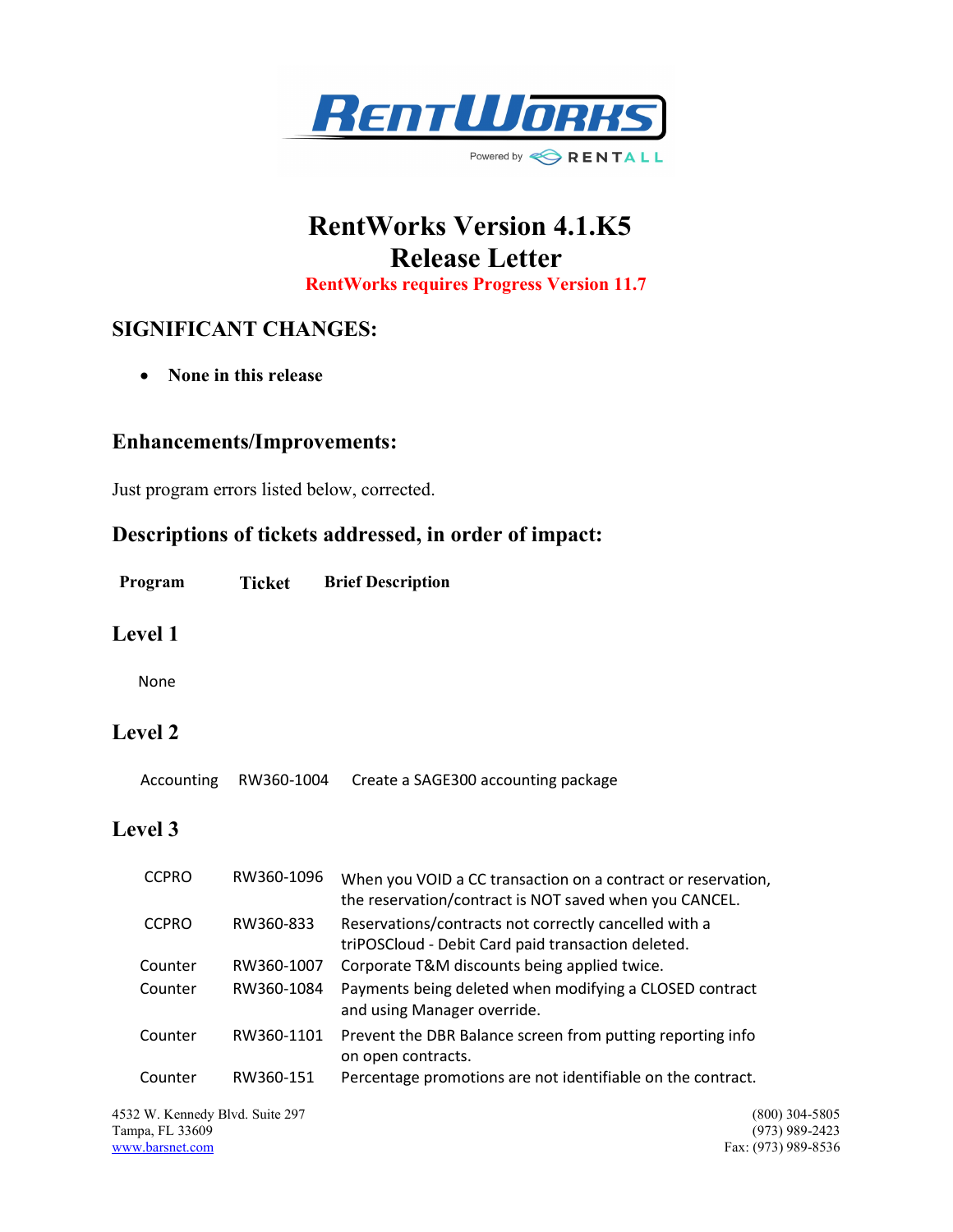# RentWorks Version 4.1.K5
# Release Letter

**RentWorks requires Progress Version 11.7**

## SIGNIFICANT CHANGES:

- **None in this release**

## Enhancements/Improvements:

Just program errors listed below, corrected.

## Descriptions of tickets addressed, in order of impact:

| Program | Ticket | Brief Description |
|---|---|---|

### Level 1

None

### Level 2

| Program | Ticket | Brief Description |
|---|---|---|
| Accounting | RW360-1004 | Create a SAGE300 accounting package |

### Level 3

| Program | Ticket | Brief Description |
|---|---|---|
| CCPRO | RW360-1096 | When you VOID a CC transaction on a contract or reservation, the reservation/contract is NOT saved when you CANCEL. |
| CCPRO | RW360-833 | Reservations/contracts not correctly cancelled with a triPOSCloud - Debit Card paid transaction deleted. |
| Counter | RW360-1007 | Corporate T&M discounts being applied twice. |
| Counter | RW360-1084 | Payments being deleted when modifying a CLOSED contract and using Manager override. |
| Counter | RW360-1101 | Prevent the DBR Balance screen from putting reporting info on open contracts. |
| Counter | RW360-151 | Percentage promotions are not identifiable on the contract. |

4532 W. Kennedy Blvd. Suite 297
Tampa, FL 33609
www.barsnet.com

(800) 304-5805
(973) 989-2423
Fax: (973) 989-8536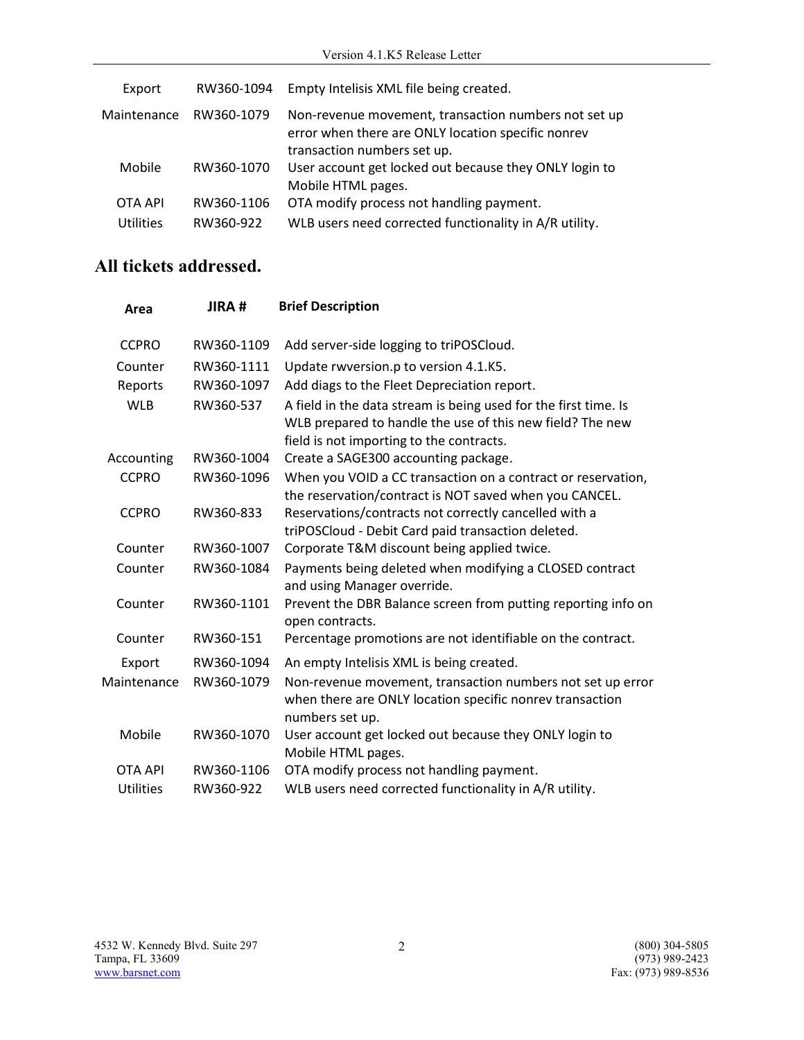| | | |
|---|---|---|
| Export | RW360-1094 | Empty Intelisis XML file being created. |
| Maintenance | RW360-1079 | Non-revenue movement, transaction numbers not set up error when there are ONLY location specific nonrev transaction numbers set up. |
| Mobile | RW360-1070 | User account get locked out because they ONLY login to Mobile HTML pages. |
| OTA API | RW360-1106 | OTA modify process not handling payment. |
| Utilities | RW360-922 | WLB users need corrected functionality in A/R utility. |

## All tickets addressed.

| Area | JIRA # | Brief Description |
|---|---|---|
| CCPRO | RW360-1109 | Add server-side logging to triPOSCloud. |
| Counter | RW360-1111 | Update rwversion.p to version 4.1.K5. |
| Reports | RW360-1097 | Add diags to the Fleet Depreciation report. |
| WLB | RW360-537 | A field in the data stream is being used for the first time. Is WLB prepared to handle the use of this new field? The new field is not importing to the contracts. |
| Accounting | RW360-1004 | Create a SAGE300 accounting package. |
| CCPRO | RW360-1096 | When you VOID a CC transaction on a contract or reservation, the reservation/contract is NOT saved when you CANCEL. |
| CCPRO | RW360-833 | Reservations/contracts not correctly cancelled with a triPOSCloud - Debit Card paid transaction deleted. |
| Counter | RW360-1007 | Corporate T&M discount being applied twice. |
| Counter | RW360-1084 | Payments being deleted when modifying a CLOSED contract and using Manager override. |
| Counter | RW360-1101 | Prevent the DBR Balance screen from putting reporting info on open contracts. |
| Counter | RW360-151 | Percentage promotions are not identifiable on the contract. |
| Export | RW360-1094 | An empty Intelisis XML is being created. |
| Maintenance | RW360-1079 | Non-revenue movement, transaction numbers not set up error when there are ONLY location specific nonrev transaction numbers set up. |
| Mobile | RW360-1070 | User account get locked out because they ONLY login to Mobile HTML pages. |
| OTA API | RW360-1106 | OTA modify process not handling payment. |
| Utilities | RW360-922 | WLB users need corrected functionality in A/R utility. |